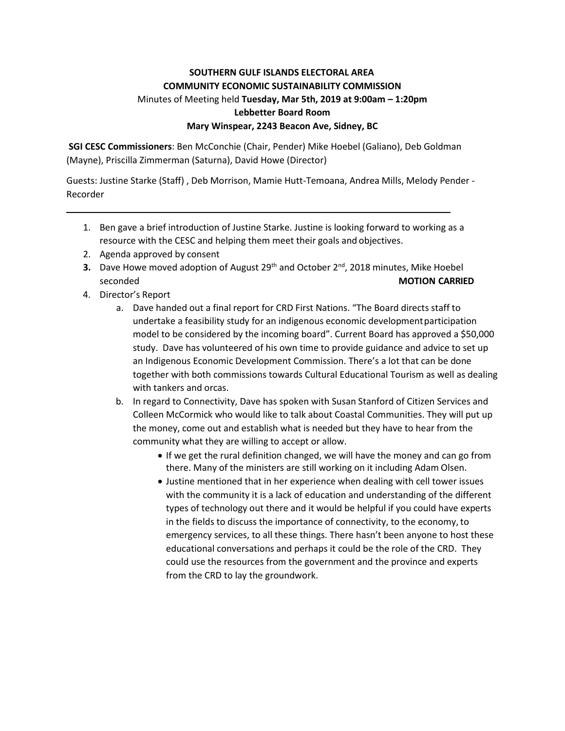**SOUTHERN GULF ISLANDS ELECTORAL AREA**
**COMMUNITY ECONOMIC SUSTAINABILITY COMMISSION**
Minutes of Meeting held **Tuesday, Mar 5th, 2019 at 9:00am – 1:20pm**
**Lebbetter Board Room**
**Mary Winspear, 2243 Beacon Ave, Sidney, BC**

**SGI CESC Commissioners**: Ben McConchie (Chair, Pender) Mike Hoebel (Galiano), Deb Goldman (Mayne), Priscilla Zimmerman (Saturna), David Howe (Director)

Guests: Justine Starke (Staff) , Deb Morrison, Mamie Hutt-Temoana, Andrea Mills, Melody Pender - Recorder

---

1. Ben gave a brief introduction of Justine Starke. Justine is looking forward to working as a resource with the CESC and helping them meet their goals and objectives.
2. Agenda approved by consent
3. Dave Howe moved adoption of August 29th and October 2nd, 2018 minutes, Mike Hoebel seconded **MOTION CARRIED**
4. Director's Report
   a. Dave handed out a final report for CRD First Nations. "The Board directs staff to undertake a feasibility study for an indigenous economic development participation model to be considered by the incoming board". Current Board has approved a $50,000 study. Dave has volunteered of his own time to provide guidance and advice to set up an Indigenous Economic Development Commission. There's a lot that can be done together with both commissions towards Cultural Educational Tourism as well as dealing with tankers and orcas.
   b. In regard to Connectivity, Dave has spoken with Susan Stanford of Citizen Services and Colleen McCormick who would like to talk about Coastal Communities. They will put up the money, come out and establish what is needed but they have to hear from the community what they are willing to accept or allow.
      - If we get the rural definition changed, we will have the money and can go from there. Many of the ministers are still working on it including Adam Olsen.
      - Justine mentioned that in her experience when dealing with cell tower issues with the community it is a lack of education and understanding of the different types of technology out there and it would be helpful if you could have experts in the fields to discuss the importance of connectivity, to the economy, to emergency services, to all these things. There hasn't been anyone to host these educational conversations and perhaps it could be the role of the CRD. They could use the resources from the government and the province and experts from the CRD to lay the groundwork.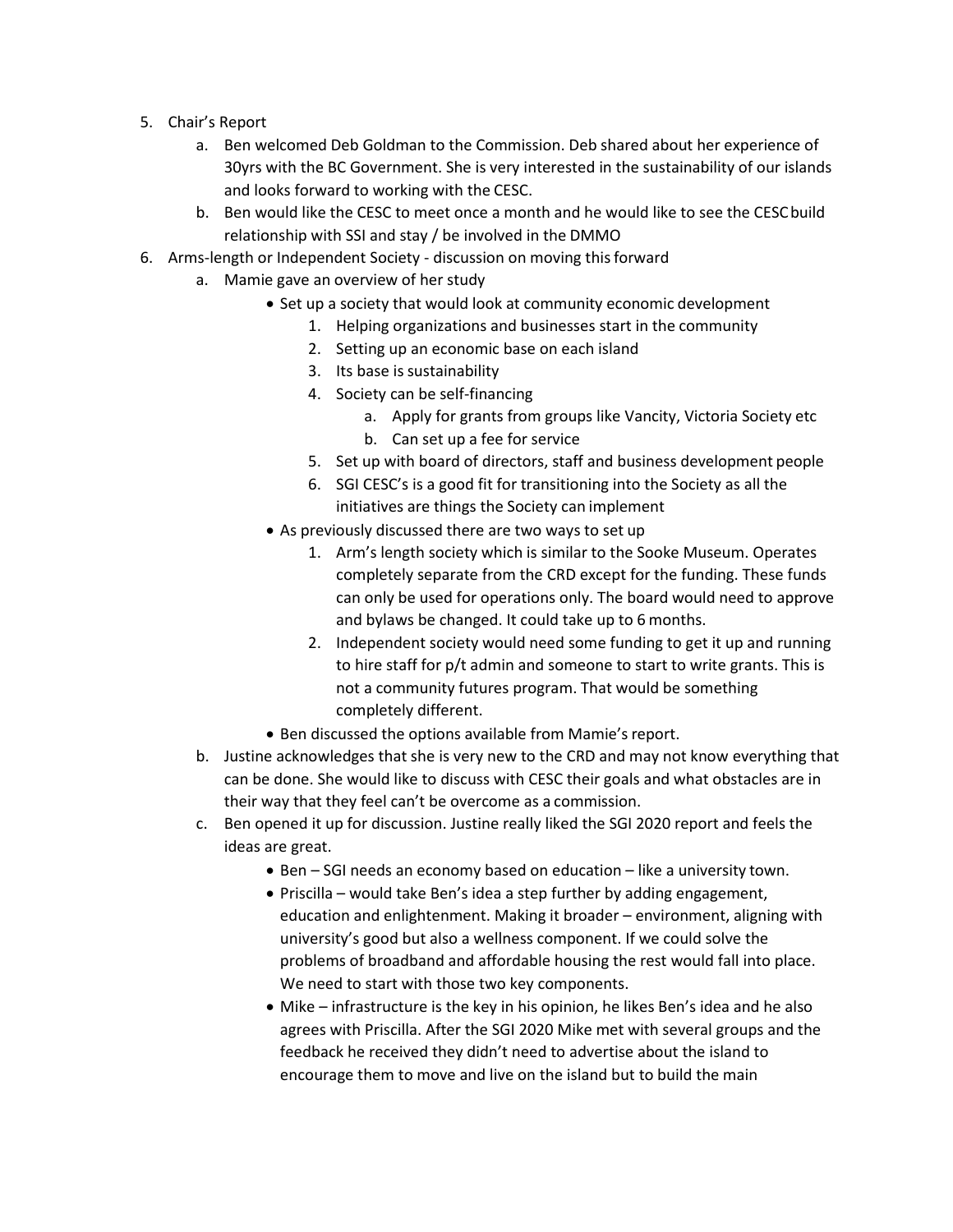5. Chair's Report
    a. Ben welcomed Deb Goldman to the Commission. Deb shared about her experience of 30yrs with the BC Government. She is very interested in the sustainability of our islands and looks forward to working with the CESC.
    b. Ben would like the CESC to meet once a month and he would like to see the CESC build relationship with SSI and stay / be involved in the DMMO
6. Arms-length or Independent Society - discussion on moving this forward
    a. Mamie gave an overview of her study
        - Set up a society that would look at community economic development
            1. Helping organizations and businesses start in the community
            2. Setting up an economic base on each island
            3. Its base is sustainability
            4. Society can be self-financing
                a. Apply for grants from groups like Vancity, Victoria Society etc
                b. Can set up a fee for service
            5. Set up with board of directors, staff and business development people
            6. SGI CESC's is a good fit for transitioning into the Society as all the initiatives are things the Society can implement
        - As previously discussed there are two ways to set up
            1. Arm's length society which is similar to the Sooke Museum. Operates completely separate from the CRD except for the funding. These funds can only be used for operations only. The board would need to approve and bylaws be changed. It could take up to 6 months.
            2. Independent society would need some funding to get it up and running to hire staff for p/t admin and someone to start to write grants. This is not a community futures program. That would be something completely different.
        - Ben discussed the options available from Mamie's report.
    b. Justine acknowledges that she is very new to the CRD and may not know everything that can be done. She would like to discuss with CESC their goals and what obstacles are in their way that they feel can't be overcome as a commission.
    c. Ben opened it up for discussion. Justine really liked the SGI 2020 report and feels the ideas are great.
        - Ben – SGI needs an economy based on education – like a university town.
        - Priscilla – would take Ben's idea a step further by adding engagement, education and enlightenment. Making it broader – environment, aligning with university's good but also a wellness component. If we could solve the problems of broadband and affordable housing the rest would fall into place. We need to start with those two key components.
        - Mike – infrastructure is the key in his opinion, he likes Ben's idea and he also agrees with Priscilla. After the SGI 2020 Mike met with several groups and the feedback he received they didn't need to advertise about the island to encourage them to move and live on the island but to build the main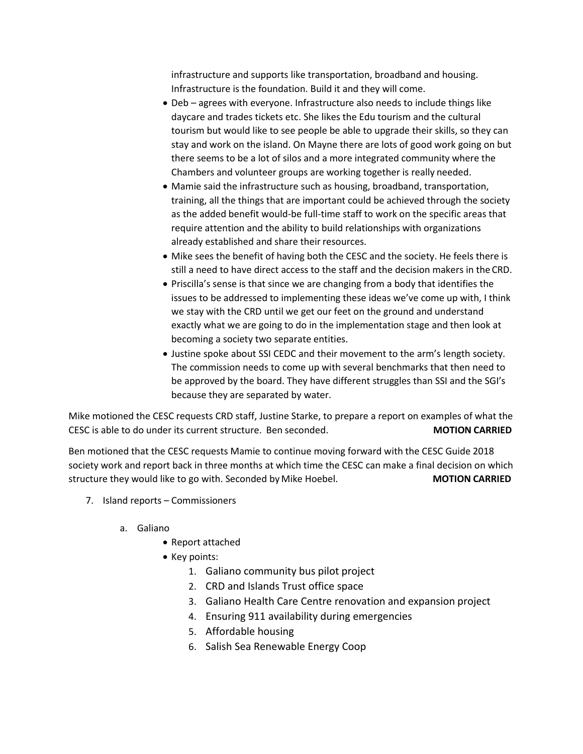infrastructure and supports like transportation, broadband and housing. Infrastructure is the foundation. Build it and they will come.

- Deb – agrees with everyone. Infrastructure also needs to include things like daycare and trades tickets etc. She likes the Edu tourism and the cultural tourism but would like to see people be able to upgrade their skills, so they can stay and work on the island. On Mayne there are lots of good work going on but there seems to be a lot of silos and a more integrated community where the Chambers and volunteer groups are working together is really needed.
- Mamie said the infrastructure such as housing, broadband, transportation, training, all the things that are important could be achieved through the society as the added benefit would-be full-time staff to work on the specific areas that require attention and the ability to build relationships with organizations already established and share their resources.
- Mike sees the benefit of having both the CESC and the society. He feels there is still a need to have direct access to the staff and the decision makers in the CRD.
- Priscilla's sense is that since we are changing from a body that identifies the issues to be addressed to implementing these ideas we've come up with, I think we stay with the CRD until we get our feet on the ground and understand exactly what we are going to do in the implementation stage and then look at becoming a society two separate entities.
- Justine spoke about SSI CEDC and their movement to the arm's length society. The commission needs to come up with several benchmarks that then need to be approved by the board. They have different struggles than SSI and the SGI's because they are separated by water.

Mike motioned the CESC requests CRD staff, Justine Starke, to prepare a report on examples of what the CESC is able to do under its current structure. Ben seconded. **MOTION CARRIED**

Ben motioned that the CESC requests Mamie to continue moving forward with the CESC Guide 2018 society work and report back in three months at which time the CESC can make a final decision on which structure they would like to go with. Seconded by Mike Hoebel. **MOTION CARRIED**

7. Island reports – Commissioners

   a. Galiano

      - Report attached
      - Key points:
        1. Galiano community bus pilot project
        2. CRD and Islands Trust office space
        3. Galiano Health Care Centre renovation and expansion project
        4. Ensuring 911 availability during emergencies
        5. Affordable housing
        6. Salish Sea Renewable Energy Coop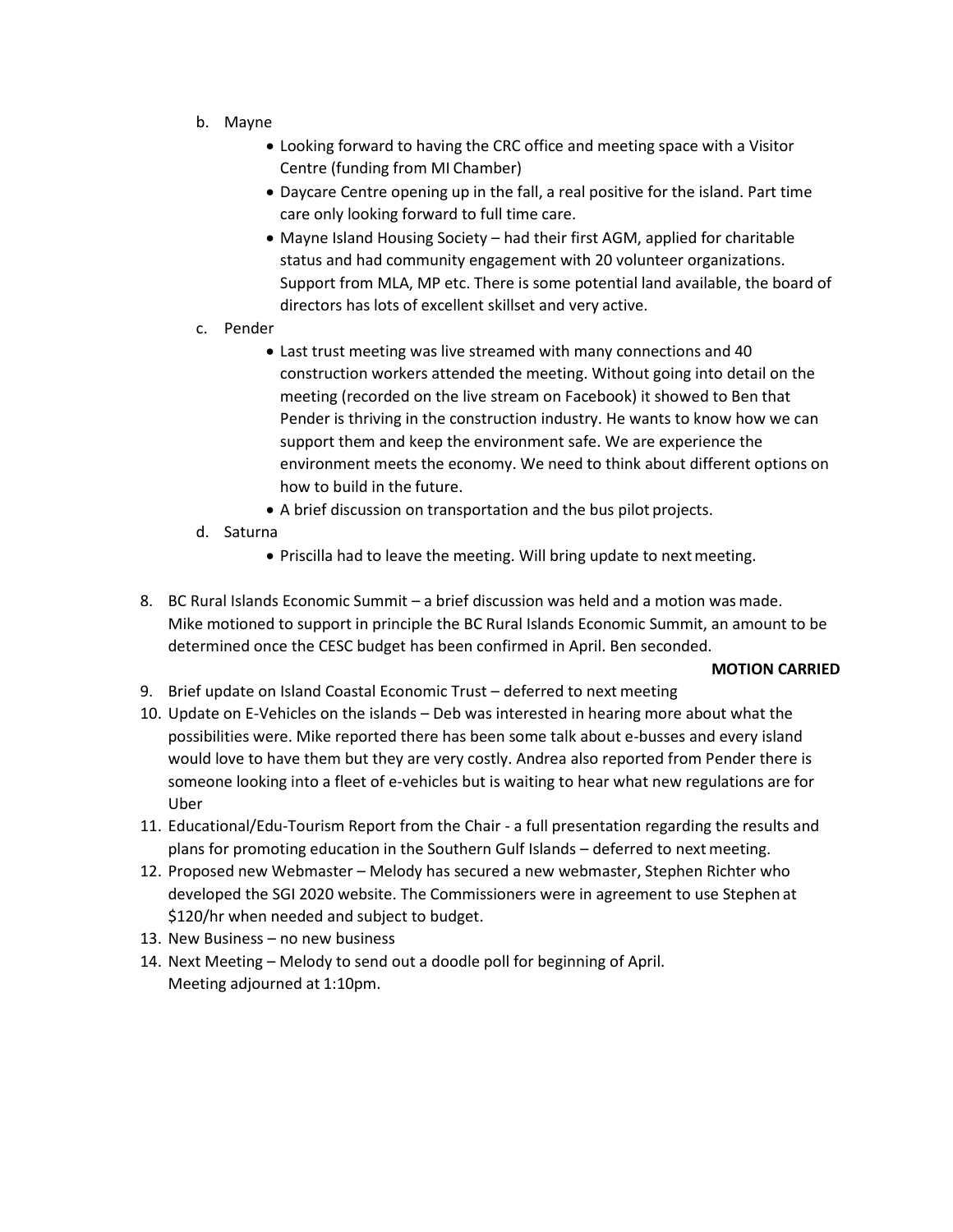b. Mayne
   - Looking forward to having the CRC office and meeting space with a Visitor Centre (funding from MI Chamber)
   - Daycare Centre opening up in the fall, a real positive for the island. Part time care only looking forward to full time care.
   - Mayne Island Housing Society – had their first AGM, applied for charitable status and had community engagement with 20 volunteer organizations. Support from MLA, MP etc. There is some potential land available, the board of directors has lots of excellent skillset and very active.

c. Pender
   - Last trust meeting was live streamed with many connections and 40 construction workers attended the meeting. Without going into detail on the meeting (recorded on the live stream on Facebook) it showed to Ben that Pender is thriving in the construction industry. He wants to know how we can support them and keep the environment safe. We are experience the environment meets the economy. We need to think about different options on how to build in the future.
   - A brief discussion on transportation and the bus pilot projects.

d. Saturna
   - Priscilla had to leave the meeting. Will bring update to next meeting.

8. BC Rural Islands Economic Summit – a brief discussion was held and a motion was made. Mike motioned to support in principle the BC Rural Islands Economic Summit, an amount to be determined once the CESC budget has been confirmed in April. Ben seconded.

   **MOTION CARRIED**

9. Brief update on Island Coastal Economic Trust – deferred to next meeting
10. Update on E-Vehicles on the islands – Deb was interested in hearing more about what the possibilities were. Mike reported there has been some talk about e-busses and every island would love to have them but they are very costly. Andrea also reported from Pender there is someone looking into a fleet of e-vehicles but is waiting to hear what new regulations are for Uber
11. Educational/Edu-Tourism Report from the Chair - a full presentation regarding the results and plans for promoting education in the Southern Gulf Islands – deferred to next meeting.
12. Proposed new Webmaster – Melody has secured a new webmaster, Stephen Richter who developed the SGI 2020 website. The Commissioners were in agreement to use Stephen at $120/hr when needed and subject to budget.
13. New Business – no new business
14. Next Meeting – Melody to send out a doodle poll for beginning of April.
    Meeting adjourned at 1:10pm.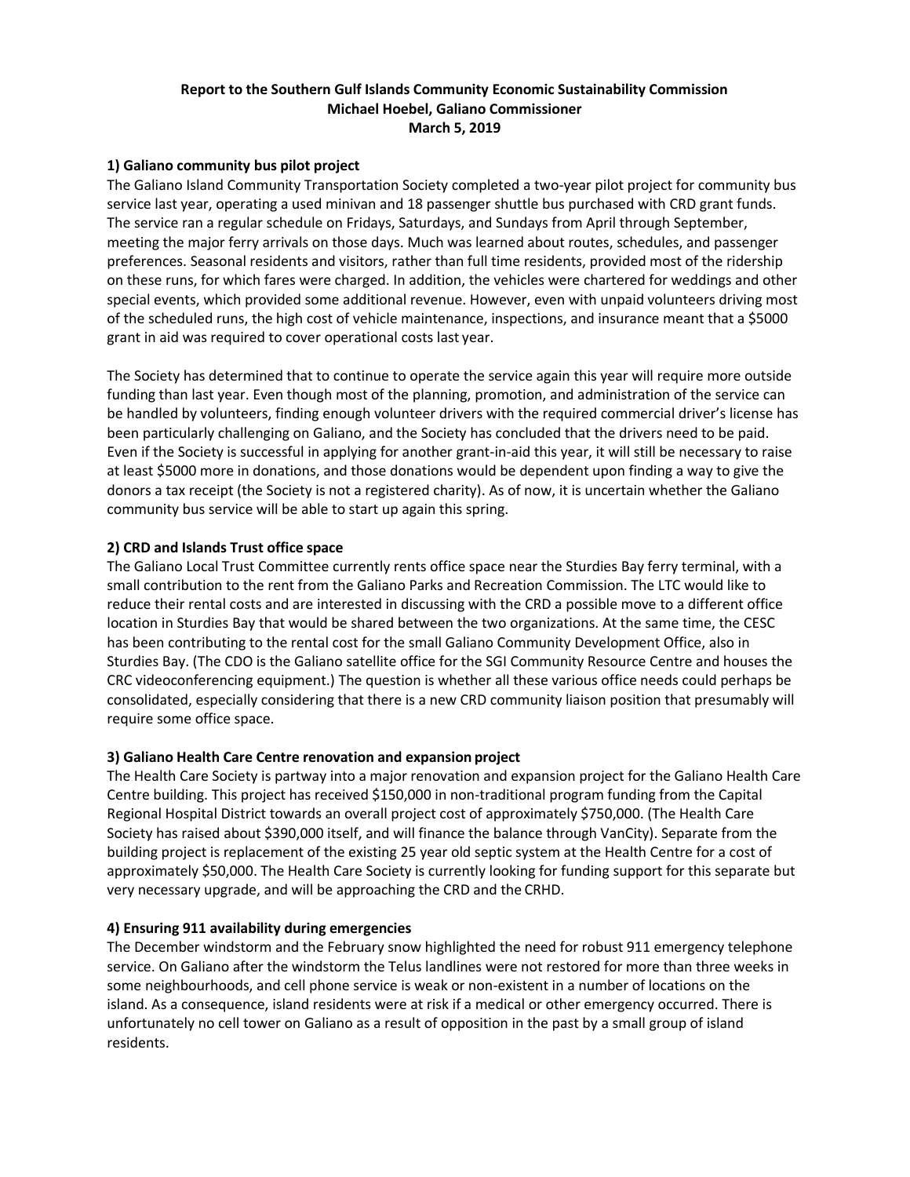**Report to the Southern Gulf Islands Community Economic Sustainability Commission**
**Michael Hoebel, Galiano Commissioner**
**March 5, 2019**

#### 1) Galiano community bus pilot project

The Galiano Island Community Transportation Society completed a two-year pilot project for community bus service last year, operating a used minivan and 18 passenger shuttle bus purchased with CRD grant funds. The service ran a regular schedule on Fridays, Saturdays, and Sundays from April through September, meeting the major ferry arrivals on those days. Much was learned about routes, schedules, and passenger preferences. Seasonal residents and visitors, rather than full time residents, provided most of the ridership on these runs, for which fares were charged. In addition, the vehicles were chartered for weddings and other special events, which provided some additional revenue. However, even with unpaid volunteers driving most of the scheduled runs, the high cost of vehicle maintenance, inspections, and insurance meant that a $5000 grant in aid was required to cover operational costs last year.

The Society has determined that to continue to operate the service again this year will require more outside funding than last year. Even though most of the planning, promotion, and administration of the service can be handled by volunteers, finding enough volunteer drivers with the required commercial driver's license has been particularly challenging on Galiano, and the Society has concluded that the drivers need to be paid. Even if the Society is successful in applying for another grant-in-aid this year, it will still be necessary to raise at least $5000 more in donations, and those donations would be dependent upon finding a way to give the donors a tax receipt (the Society is not a registered charity). As of now, it is uncertain whether the Galiano community bus service will be able to start up again this spring.

#### 2) CRD and Islands Trust office space

The Galiano Local Trust Committee currently rents office space near the Sturdies Bay ferry terminal, with a small contribution to the rent from the Galiano Parks and Recreation Commission. The LTC would like to reduce their rental costs and are interested in discussing with the CRD a possible move to a different office location in Sturdies Bay that would be shared between the two organizations. At the same time, the CESC has been contributing to the rental cost for the small Galiano Community Development Office, also in Sturdies Bay. (The CDO is the Galiano satellite office for the SGI Community Resource Centre and houses the CRC videoconferencing equipment.) The question is whether all these various office needs could perhaps be consolidated, especially considering that there is a new CRD community liaison position that presumably will require some office space.

#### 3) Galiano Health Care Centre renovation and expansion project

The Health Care Society is partway into a major renovation and expansion project for the Galiano Health Care Centre building. This project has received $150,000 in non-traditional program funding from the Capital Regional Hospital District towards an overall project cost of approximately $750,000. (The Health Care Society has raised about $390,000 itself, and will finance the balance through VanCity). Separate from the building project is replacement of the existing 25 year old septic system at the Health Centre for a cost of approximately $50,000. The Health Care Society is currently looking for funding support for this separate but very necessary upgrade, and will be approaching the CRD and the CRHD.

#### 4) Ensuring 911 availability during emergencies

The December windstorm and the February snow highlighted the need for robust 911 emergency telephone service. On Galiano after the windstorm the Telus landlines were not restored for more than three weeks in some neighbourhoods, and cell phone service is weak or non-existent in a number of locations on the island. As a consequence, island residents were at risk if a medical or other emergency occurred. There is unfortunately no cell tower on Galiano as a result of opposition in the past by a small group of island residents.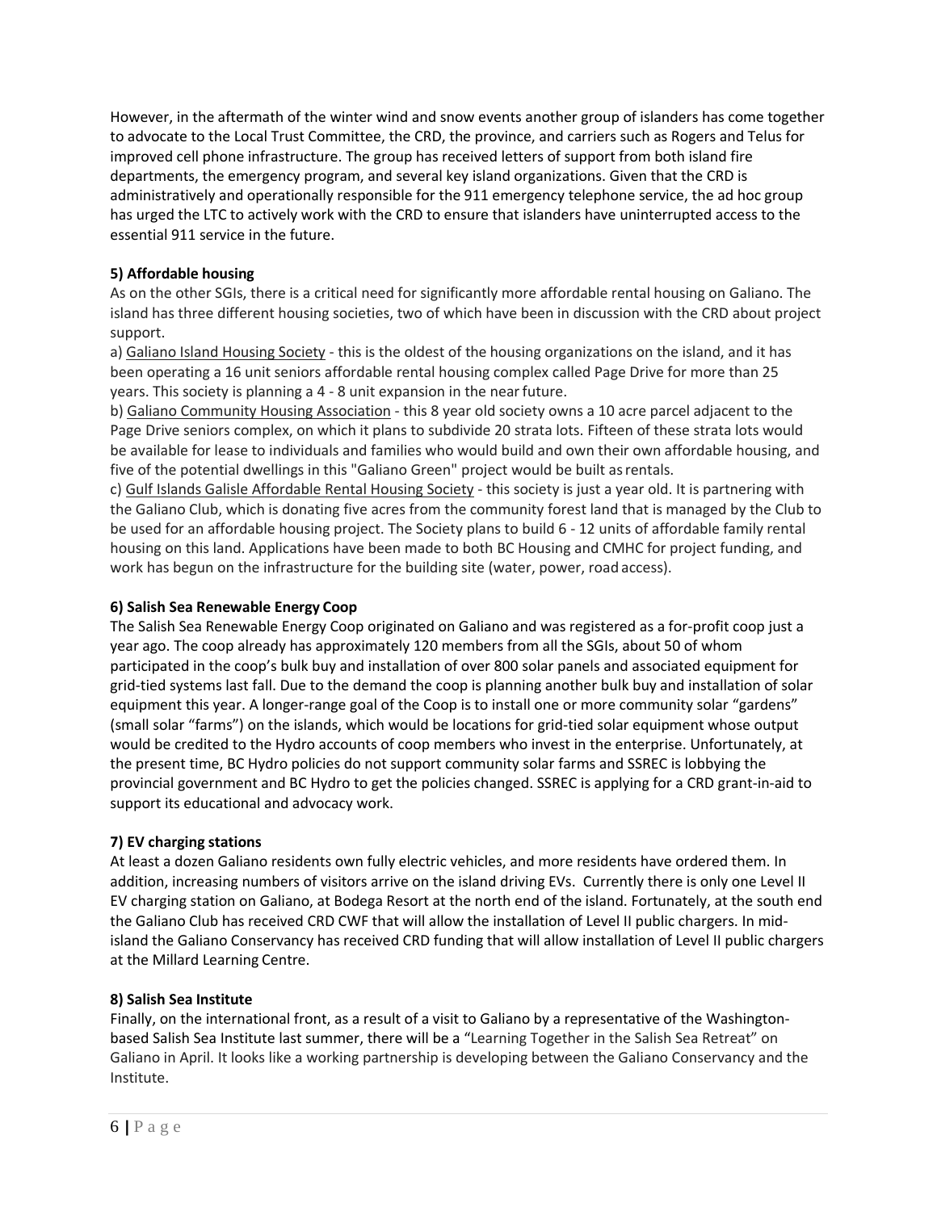However, in the aftermath of the winter wind and snow events another group of islanders has come together to advocate to the Local Trust Committee, the CRD, the province, and carriers such as Rogers and Telus for improved cell phone infrastructure. The group has received letters of support from both island fire departments, the emergency program, and several key island organizations. Given that the CRD is administratively and operationally responsible for the 911 emergency telephone service, the ad hoc group has urged the LTC to actively work with the CRD to ensure that islanders have uninterrupted access to the essential 911 service in the future.

**5) Affordable housing**

As on the other SGIs, there is a critical need for significantly more affordable rental housing on Galiano. The island has three different housing societies, two of which have been in discussion with the CRD about project support.

a) Galiano Island Housing Society - this is the oldest of the housing organizations on the island, and it has been operating a 16 unit seniors affordable rental housing complex called Page Drive for more than 25 years. This society is planning a 4 - 8 unit expansion in the near future.

b) Galiano Community Housing Association - this 8 year old society owns a 10 acre parcel adjacent to the Page Drive seniors complex, on which it plans to subdivide 20 strata lots. Fifteen of these strata lots would be available for lease to individuals and families who would build and own their own affordable housing, and five of the potential dwellings in this "Galiano Green" project would be built as rentals.

c) Gulf Islands Galisle Affordable Rental Housing Society - this society is just a year old. It is partnering with the Galiano Club, which is donating five acres from the community forest land that is managed by the Club to be used for an affordable housing project. The Society plans to build 6 - 12 units of affordable family rental housing on this land. Applications have been made to both BC Housing and CMHC for project funding, and work has begun on the infrastructure for the building site (water, power, road access).

**6) Salish Sea Renewable Energy Coop**

The Salish Sea Renewable Energy Coop originated on Galiano and was registered as a for-profit coop just a year ago. The coop already has approximately 120 members from all the SGIs, about 50 of whom participated in the coop's bulk buy and installation of over 800 solar panels and associated equipment for grid-tied systems last fall. Due to the demand the coop is planning another bulk buy and installation of solar equipment this year. A longer-range goal of the Coop is to install one or more community solar "gardens" (small solar "farms") on the islands, which would be locations for grid-tied solar equipment whose output would be credited to the Hydro accounts of coop members who invest in the enterprise. Unfortunately, at the present time, BC Hydro policies do not support community solar farms and SSREC is lobbying the provincial government and BC Hydro to get the policies changed. SSREC is applying for a CRD grant-in-aid to support its educational and advocacy work.

**7) EV charging stations**

At least a dozen Galiano residents own fully electric vehicles, and more residents have ordered them. In addition, increasing numbers of visitors arrive on the island driving EVs. Currently there is only one Level II EV charging station on Galiano, at Bodega Resort at the north end of the island. Fortunately, at the south end the Galiano Club has received CRD CWF that will allow the installation of Level II public chargers. In mid-island the Galiano Conservancy has received CRD funding that will allow installation of Level II public chargers at the Millard Learning Centre.

**8) Salish Sea Institute**

Finally, on the international front, as a result of a visit to Galiano by a representative of the Washington-based Salish Sea Institute last summer, there will be a "Learning Together in the Salish Sea Retreat" on Galiano in April. It looks like a working partnership is developing between the Galiano Conservancy and the Institute.